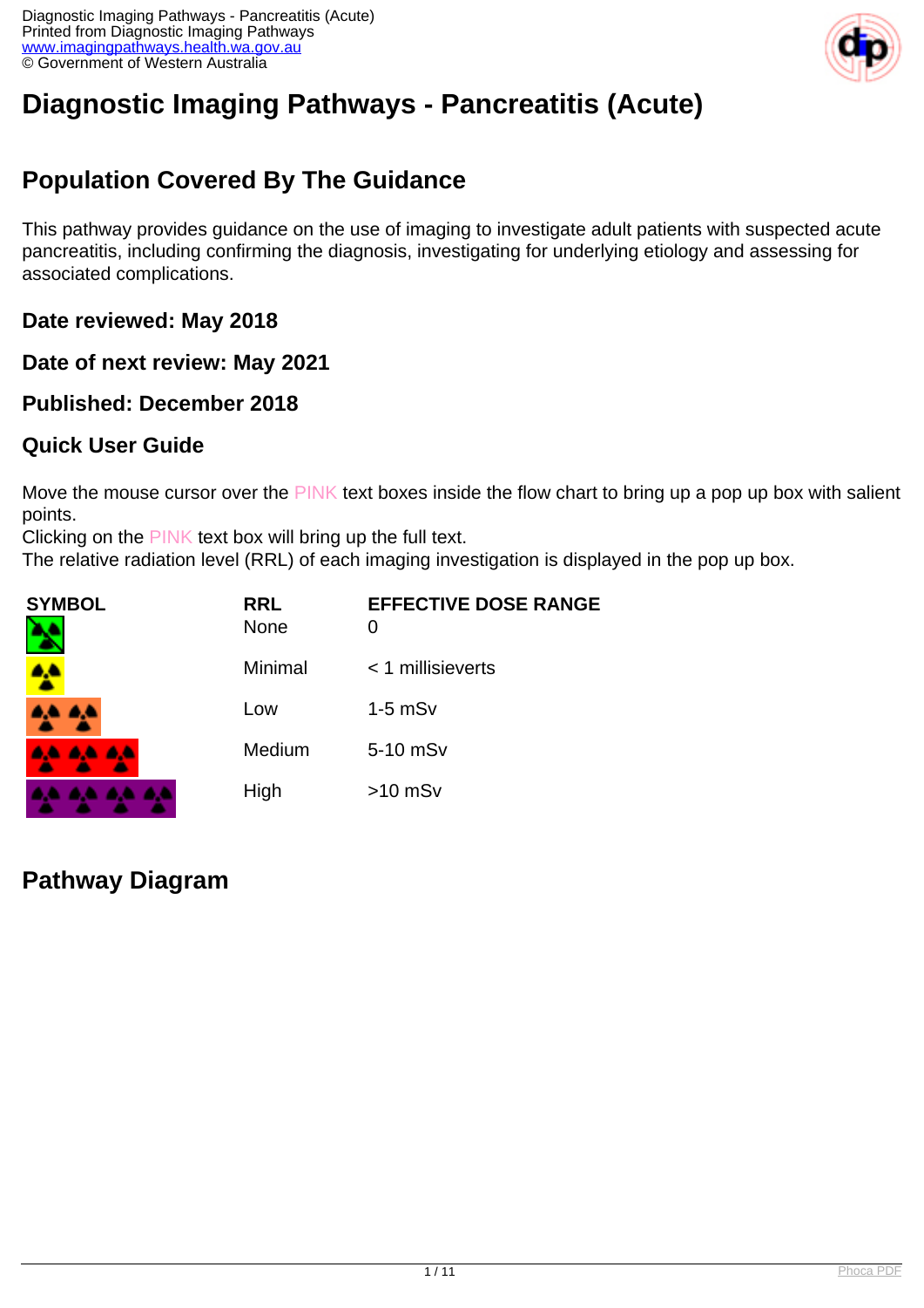# Diagnostic Imaging Pathways - Pancreatitis (Acute)

## Population Covered By The Guidance

This pathway provides guidance on the use of imaging to investigate adult patients with suspected acute pancreatitis, including confirming the diagnosis, investigating for underlying etiology and assessing for associated complications.

### Date reviewed: May 2018

### Date of next review: May 2021

### Published: December 2018

### Quick User Guide

Move the mouse cursor over the PINK text boxes inside the flow chart to bring up a pop up box with salient points.
Clicking on the PINK text box will bring up the full text.
The relative radiation level (RRL) of each imaging investigation is displayed in the pop up box.

| SYMBOL | RRL | EFFECTIVE DOSE RANGE |
| --- | --- | --- |
| | None | 0 |
| | Minimal | < 1 millisieverts |
| | Low | 1-5 mSv |
| | Medium | 5-10 mSv |
| | High | >10 mSv |

## Pathway Diagram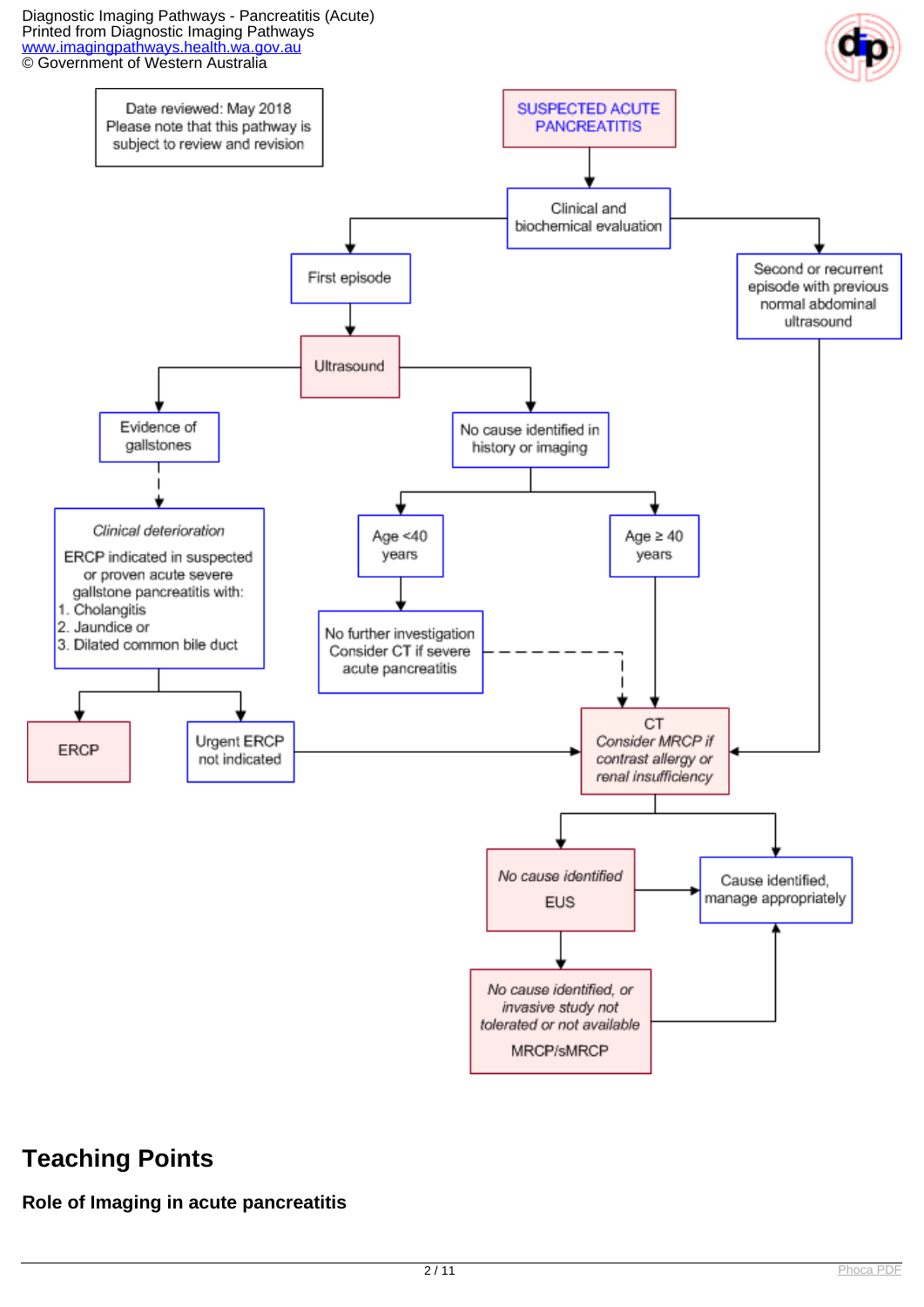Date reviewed: May 2018
Please note that this pathway is subject to review and revision

**SUSPECTED ACUTE PANCREATITIS**

→ Clinical and biochemical evaluation

- First episode
  - Ultrasound
    - Evidence of gallstones
      - *Clinical deterioration*
        ERCP indicated in suspected or proven acute severe gallstone pancreatitis with:
        1. Cholangitis
        2. Jaundice or
        3. Dilated common bile duct
        - ERCP
        - Urgent ERCP not indicated → CT
    - No cause identified in history or imaging
      - Age <40 years
        - No further investigation
          Consider CT if severe acute pancreatitis → CT
      - Age ≥ 40 years → CT
- Second or recurrent episode with previous normal abdominal ultrasound → CT

CT
*Consider MRCP if contrast allergy or renal insufficiency*
- *No cause identified*
  EUS
  - Cause identified, manage appropriately
  - *No cause identified, or invasive study not tolerated or not available*
    MRCP/sMRCP → Cause identified, manage appropriately
- Cause identified, manage appropriately

# Teaching Points

## Role of Imaging in acute pancreatitis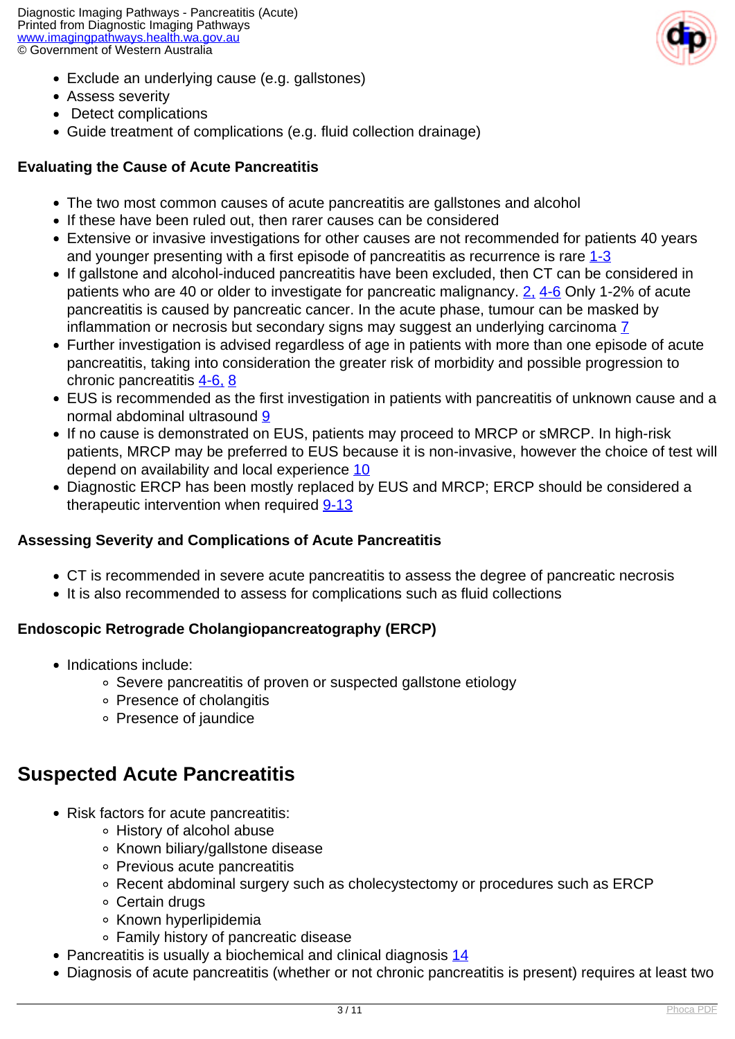- Exclude an underlying cause (e.g. gallstones)
- Assess severity
- Detect complications
- Guide treatment of complications (e.g. fluid collection drainage)

### Evaluating the Cause of Acute Pancreatitis

- The two most common causes of acute pancreatitis are gallstones and alcohol
- If these have been ruled out, then rarer causes can be considered
- Extensive or invasive investigations for other causes are not recommended for patients 40 years and younger presenting with a first episode of pancreatitis as recurrence is rare 1-3
- If gallstone and alcohol-induced pancreatitis have been excluded, then CT can be considered in patients who are 40 or older to investigate for pancreatic malignancy. 2, 4-6 Only 1-2% of acute pancreatitis is caused by pancreatic cancer. In the acute phase, tumour can be masked by inflammation or necrosis but secondary signs may suggest an underlying carcinoma 7
- Further investigation is advised regardless of age in patients with more than one episode of acute pancreatitis, taking into consideration the greater risk of morbidity and possible progression to chronic pancreatitis 4-6, 8
- EUS is recommended as the first investigation in patients with pancreatitis of unknown cause and a normal abdominal ultrasound 9
- If no cause is demonstrated on EUS, patients may proceed to MRCP or sMRCP. In high-risk patients, MRCP may be preferred to EUS because it is non-invasive, however the choice of test will depend on availability and local experience 10
- Diagnostic ERCP has been mostly replaced by EUS and MRCP; ERCP should be considered a therapeutic intervention when required 9-13

### Assessing Severity and Complications of Acute Pancreatitis

- CT is recommended in severe acute pancreatitis to assess the degree of pancreatic necrosis
- It is also recommended to assess for complications such as fluid collections

### Endoscopic Retrograde Cholangiopancreatography (ERCP)

- Indications include:
  - Severe pancreatitis of proven or suspected gallstone etiology
  - Presence of cholangitis
  - Presence of jaundice

## Suspected Acute Pancreatitis

- Risk factors for acute pancreatitis:
  - History of alcohol abuse
  - Known biliary/gallstone disease
  - Previous acute pancreatitis
  - Recent abdominal surgery such as cholecystectomy or procedures such as ERCP
  - Certain drugs
  - Known hyperlipidemia
  - Family history of pancreatic disease
- Pancreatitis is usually a biochemical and clinical diagnosis 14
- Diagnosis of acute pancreatitis (whether or not chronic pancreatitis is present) requires at least two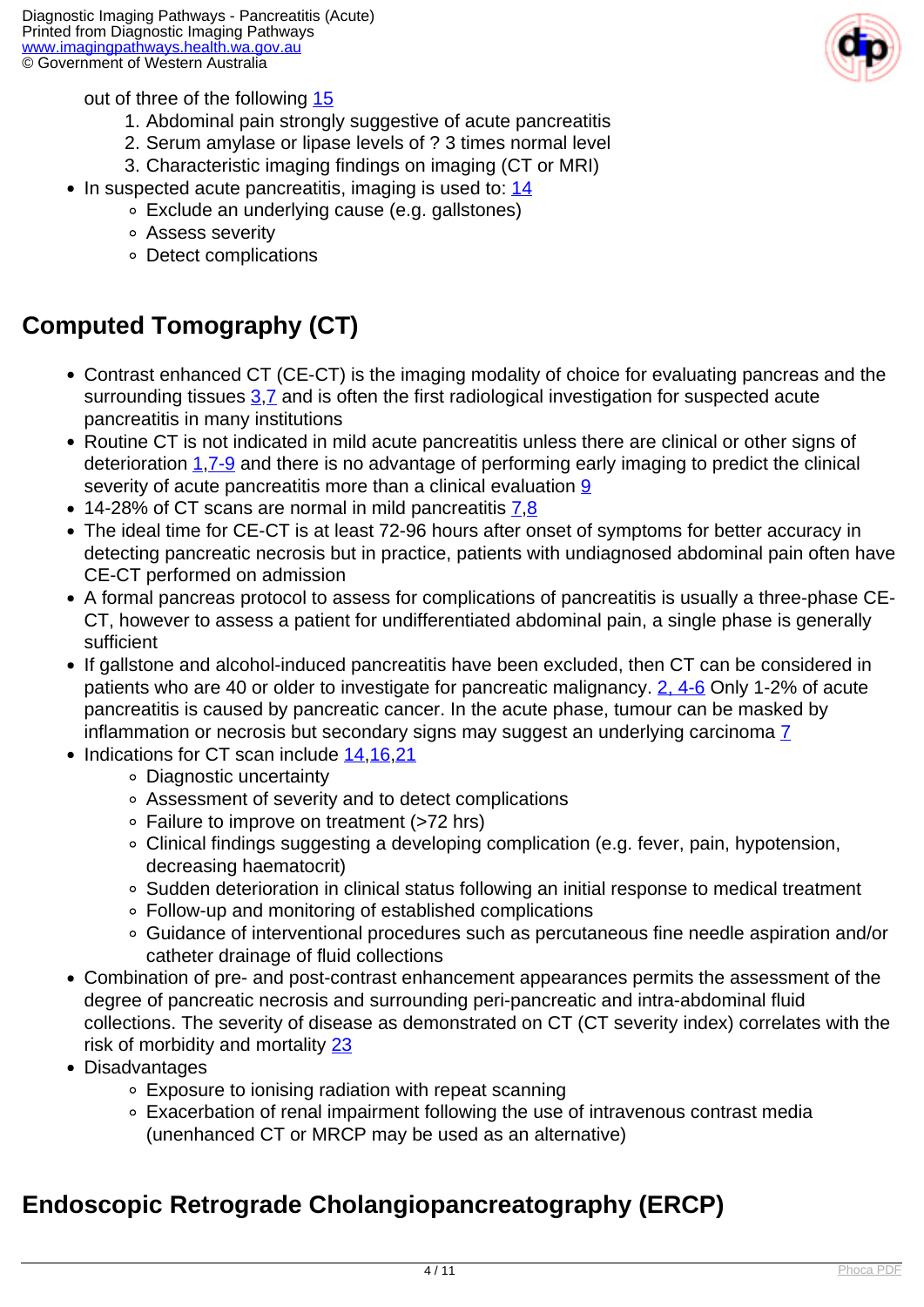out of three of the following [15]

1. Abdominal pain strongly suggestive of acute pancreatitis
2. Serum amylase or lipase levels of ? 3 times normal level
3. Characteristic imaging findings on imaging (CT or MRI)

- In suspected acute pancreatitis, imaging is used to: [14]
  - Exclude an underlying cause (e.g. gallstones)
  - Assess severity
  - Detect complications

## Computed Tomography (CT)

- Contrast enhanced CT (CE-CT) is the imaging modality of choice for evaluating pancreas and the surrounding tissues [3,7] and is often the first radiological investigation for suspected acute pancreatitis in many institutions
- Routine CT is not indicated in mild acute pancreatitis unless there are clinical or other signs of deterioration [1,7-9] and there is no advantage of performing early imaging to predict the clinical severity of acute pancreatitis more than a clinical evaluation [9]
- 14-28% of CT scans are normal in mild pancreatitis [7,8]
- The ideal time for CE-CT is at least 72-96 hours after onset of symptoms for better accuracy in detecting pancreatic necrosis but in practice, patients with undiagnosed abdominal pain often have CE-CT performed on admission
- A formal pancreas protocol to assess for complications of pancreatitis is usually a three-phase CE-CT, however to assess a patient for undifferentiated abdominal pain, a single phase is generally sufficient
- If gallstone and alcohol-induced pancreatitis have been excluded, then CT can be considered in patients who are 40 or older to investigate for pancreatic malignancy. [2, 4-6] Only 1-2% of acute pancreatitis is caused by pancreatic cancer. In the acute phase, tumour can be masked by inflammation or necrosis but secondary signs may suggest an underlying carcinoma [7]
- Indications for CT scan include [14,16,21]
  - Diagnostic uncertainty
  - Assessment of severity and to detect complications
  - Failure to improve on treatment (>72 hrs)
  - Clinical findings suggesting a developing complication (e.g. fever, pain, hypotension, decreasing haematocrit)
  - Sudden deterioration in clinical status following an initial response to medical treatment
  - Follow-up and monitoring of established complications
  - Guidance of interventional procedures such as percutaneous fine needle aspiration and/or catheter drainage of fluid collections
- Combination of pre- and post-contrast enhancement appearances permits the assessment of the degree of pancreatic necrosis and surrounding peri-pancreatic and intra-abdominal fluid collections. The severity of disease as demonstrated on CT (CT severity index) correlates with the risk of morbidity and mortality [23]
- Disadvantages
  - Exposure to ionising radiation with repeat scanning
  - Exacerbation of renal impairment following the use of intravenous contrast media (unenhanced CT or MRCP may be used as an alternative)

## Endoscopic Retrograde Cholangiopancreatography (ERCP)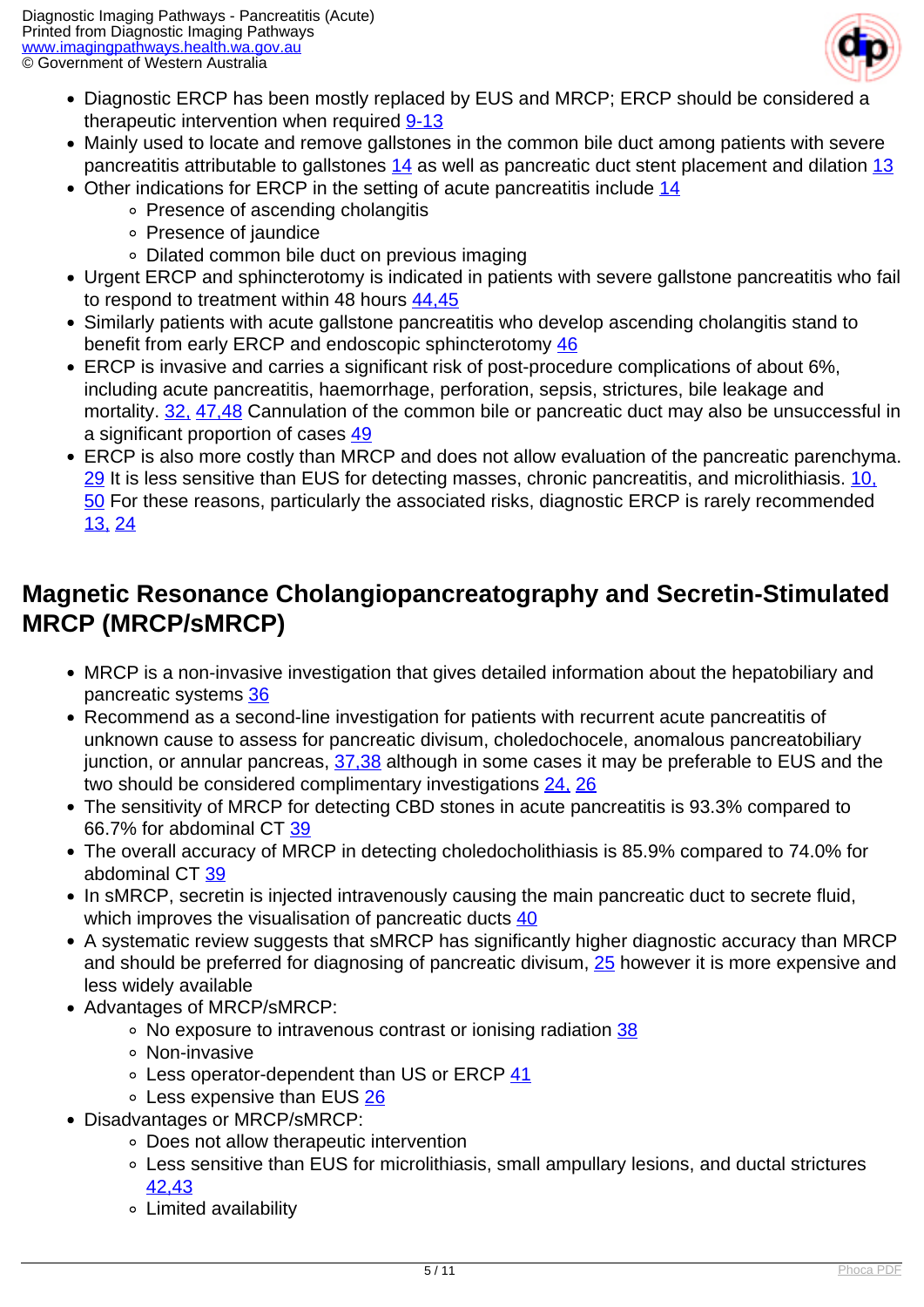- Diagnostic ERCP has been mostly replaced by EUS and MRCP; ERCP should be considered a therapeutic intervention when required 9-13
- Mainly used to locate and remove gallstones in the common bile duct among patients with severe pancreatitis attributable to gallstones 14 as well as pancreatic duct stent placement and dilation 13
- Other indications for ERCP in the setting of acute pancreatitis include 14
  - Presence of ascending cholangitis
  - Presence of jaundice
  - Dilated common bile duct on previous imaging
- Urgent ERCP and sphincterotomy is indicated in patients with severe gallstone pancreatitis who fail to respond to treatment within 48 hours 44,45
- Similarly patients with acute gallstone pancreatitis who develop ascending cholangitis stand to benefit from early ERCP and endoscopic sphincterotomy 46
- ERCP is invasive and carries a significant risk of post-procedure complications of about 6%, including acute pancreatitis, haemorrhage, perforation, sepsis, strictures, bile leakage and mortality. 32, 47,48 Cannulation of the common bile or pancreatic duct may also be unsuccessful in a significant proportion of cases 49
- ERCP is also more costly than MRCP and does not allow evaluation of the pancreatic parenchyma. 29 It is less sensitive than EUS for detecting masses, chronic pancreatitis, and microlithiasis. 10, 50 For these reasons, particularly the associated risks, diagnostic ERCP is rarely recommended 13, 24

## Magnetic Resonance Cholangiopancreatography and Secretin-Stimulated MRCP (MRCP/sMRCP)

- MRCP is a non-invasive investigation that gives detailed information about the hepatobiliary and pancreatic systems 36
- Recommend as a second-line investigation for patients with recurrent acute pancreatitis of unknown cause to assess for pancreatic divisum, choledochocele, anomalous pancreatobiliary junction, or annular pancreas, 37,38 although in some cases it may be preferable to EUS and the two should be considered complimentary investigations 24, 26
- The sensitivity of MRCP for detecting CBD stones in acute pancreatitis is 93.3% compared to 66.7% for abdominal CT 39
- The overall accuracy of MRCP in detecting choledocholithiasis is 85.9% compared to 74.0% for abdominal CT 39
- In sMRCP, secretin is injected intravenously causing the main pancreatic duct to secrete fluid, which improves the visualisation of pancreatic ducts 40
- A systematic review suggests that sMRCP has significantly higher diagnostic accuracy than MRCP and should be preferred for diagnosing of pancreatic divisum, 25 however it is more expensive and less widely available
- Advantages of MRCP/sMRCP:
  - No exposure to intravenous contrast or ionising radiation 38
  - Non-invasive
  - Less operator-dependent than US or ERCP 41
  - Less expensive than EUS 26
- Disadvantages or MRCP/sMRCP:
  - Does not allow therapeutic intervention
  - Less sensitive than EUS for microlithiasis, small ampullary lesions, and ductal strictures 42,43
  - Limited availability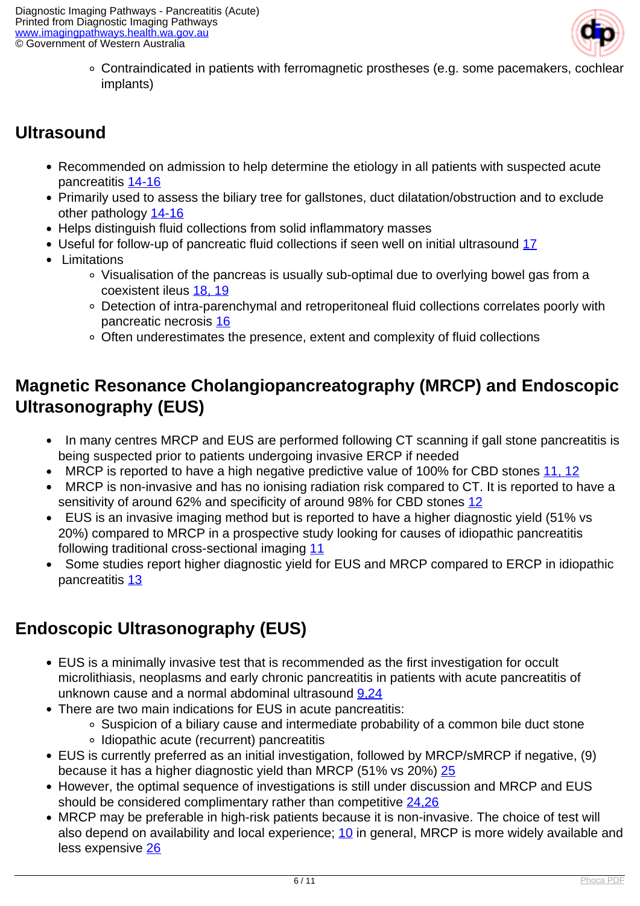- Contraindicated in patients with ferromagnetic prostheses (e.g. some pacemakers, cochlear implants)

## Ultrasound

- Recommended on admission to help determine the etiology in all patients with suspected acute pancreatitis 14-16
- Primarily used to assess the biliary tree for gallstones, duct dilatation/obstruction and to exclude other pathology 14-16
- Helps distinguish fluid collections from solid inflammatory masses
- Useful for follow-up of pancreatic fluid collections if seen well on initial ultrasound 17
- Limitations
  - Visualisation of the pancreas is usually sub-optimal due to overlying bowel gas from a coexistent ileus 18, 19
  - Detection of intra-parenchymal and retroperitoneal fluid collections correlates poorly with pancreatic necrosis 16
  - Often underestimates the presence, extent and complexity of fluid collections

## Magnetic Resonance Cholangiopancreatography (MRCP) and Endoscopic Ultrasonography (EUS)

- In many centres MRCP and EUS are performed following CT scanning if gall stone pancreatitis is being suspected prior to patients undergoing invasive ERCP if needed
- MRCP is reported to have a high negative predictive value of 100% for CBD stones 11, 12
- MRCP is non-invasive and has no ionising radiation risk compared to CT. It is reported to have a sensitivity of around 62% and specificity of around 98% for CBD stones 12
- EUS is an invasive imaging method but is reported to have a higher diagnostic yield (51% vs 20%) compared to MRCP in a prospective study looking for causes of idiopathic pancreatitis following traditional cross-sectional imaging 11
- Some studies report higher diagnostic yield for EUS and MRCP compared to ERCP in idiopathic pancreatitis 13

## Endoscopic Ultrasonography (EUS)

- EUS is a minimally invasive test that is recommended as the first investigation for occult microlithiasis, neoplasms and early chronic pancreatitis in patients with acute pancreatitis of unknown cause and a normal abdominal ultrasound 9,24
- There are two main indications for EUS in acute pancreatitis:
  - Suspicion of a biliary cause and intermediate probability of a common bile duct stone
  - Idiopathic acute (recurrent) pancreatitis
- EUS is currently preferred as an initial investigation, followed by MRCP/sMRCP if negative, (9) because it has a higher diagnostic yield than MRCP (51% vs 20%) 25
- However, the optimal sequence of investigations is still under discussion and MRCP and EUS should be considered complimentary rather than competitive 24,26
- MRCP may be preferable in high-risk patients because it is non-invasive. The choice of test will also depend on availability and local experience; 10 in general, MRCP is more widely available and less expensive 26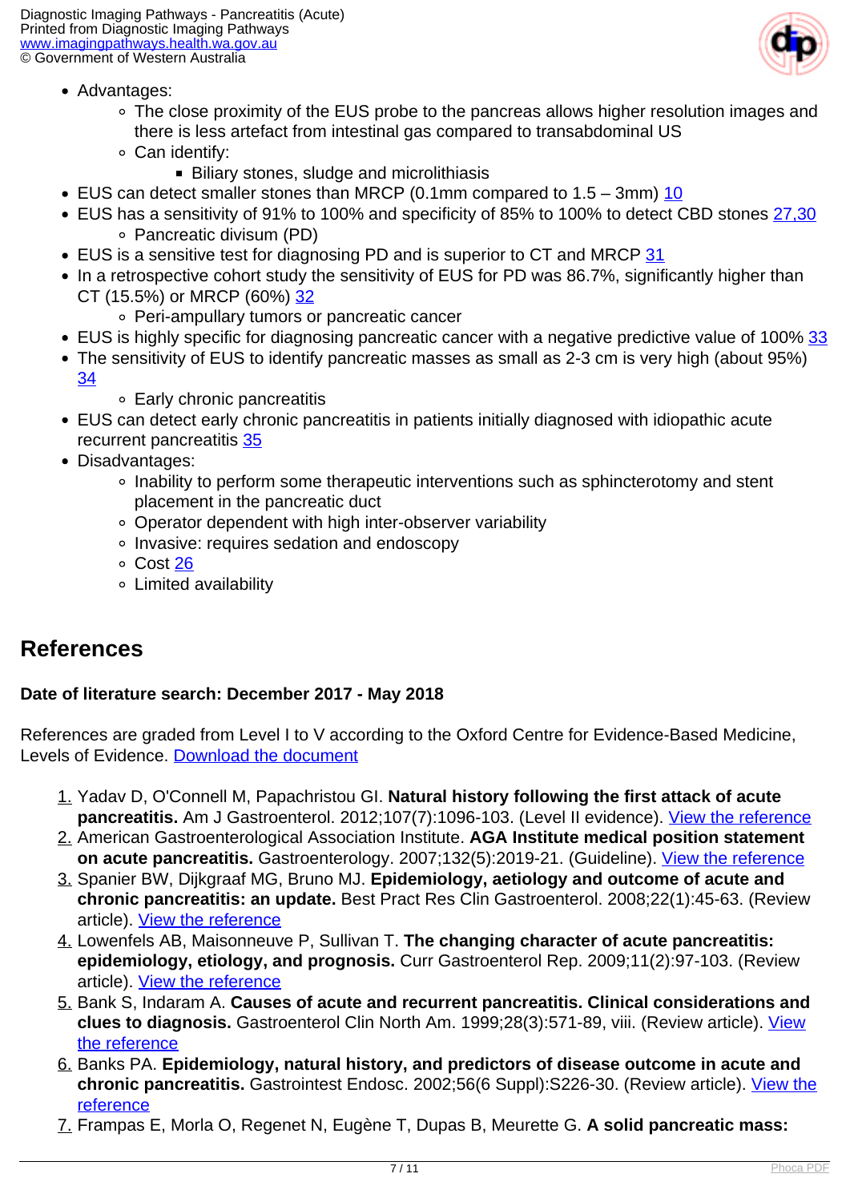- Advantages:
    - The close proximity of the EUS probe to the pancreas allows higher resolution images and there is less artefact from intestinal gas compared to transabdominal US
    - Can identify:
        - Biliary stones, sludge and microlithiasis
- EUS can detect smaller stones than MRCP (0.1mm compared to 1.5 – 3mm) [10]
- EUS has a sensitivity of 91% to 100% and specificity of 85% to 100% to detect CBD stones [27,30]
    - Pancreatic divisum (PD)
- EUS is a sensitive test for diagnosing PD and is superior to CT and MRCP [31]
- In a retrospective cohort study the sensitivity of EUS for PD was 86.7%, significantly higher than CT (15.5%) or MRCP (60%) [32]
    - Peri-ampullary tumors or pancreatic cancer
- EUS is highly specific for diagnosing pancreatic cancer with a negative predictive value of 100% [33]
- The sensitivity of EUS to identify pancreatic masses as small as 2-3 cm is very high (about 95%) [34]
    - Early chronic pancreatitis
- EUS can detect early chronic pancreatitis in patients initially diagnosed with idiopathic acute recurrent pancreatitis [35]
- Disadvantages:
    - Inability to perform some therapeutic interventions such as sphincterotomy and stent placement in the pancreatic duct
    - Operator dependent with high inter-observer variability
    - Invasive: requires sedation and endoscopy
    - Cost [26]
    - Limited availability

## References

**Date of literature search: December 2017 - May 2018**

References are graded from Level I to V according to the Oxford Centre for Evidence-Based Medicine, Levels of Evidence. [Download the document]

1. Yadav D, O'Connell M, Papachristou GI. **Natural history following the first attack of acute pancreatitis.** Am J Gastroenterol. 2012;107(7):1096-103. (Level II evidence). [View the reference]
2. American Gastroenterological Association Institute. **AGA Institute medical position statement on acute pancreatitis.** Gastroenterology. 2007;132(5):2019-21. (Guideline). [View the reference]
3. Spanier BW, Dijkgraaf MG, Bruno MJ. **Epidemiology, aetiology and outcome of acute and chronic pancreatitis: an update.** Best Pract Res Clin Gastroenterol. 2008;22(1):45-63. (Review article). [View the reference]
4. Lowenfels AB, Maisonneuve P, Sullivan T. **The changing character of acute pancreatitis: epidemiology, etiology, and prognosis.** Curr Gastroenterol Rep. 2009;11(2):97-103. (Review article). [View the reference]
5. Bank S, Indaram A. **Causes of acute and recurrent pancreatitis. Clinical considerations and clues to diagnosis.** Gastroenterol Clin North Am. 1999;28(3):571-89, viii. (Review article). [View the reference]
6. Banks PA. **Epidemiology, natural history, and predictors of disease outcome in acute and chronic pancreatitis.** Gastrointest Endosc. 2002;56(6 Suppl):S226-30. (Review article). [View the reference]
7. Frampas E, Morla O, Regenet N, Eugène T, Dupas B, Meurette G. **A solid pancreatic mass:**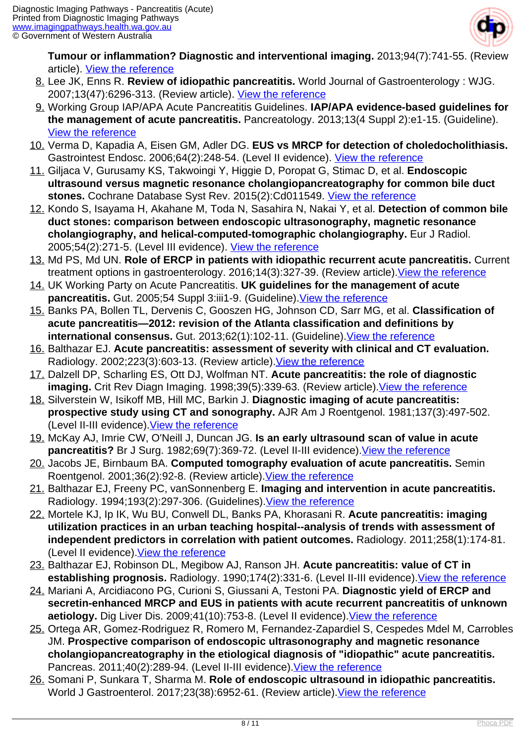**Tumour or inflammation? Diagnostic and interventional imaging.** 2013;94(7):741-55. (Review article). View the reference

8. Lee JK, Enns R. **Review of idiopathic pancreatitis.** World Journal of Gastroenterology : WJG. 2007;13(47):6296-313. (Review article). View the reference
9. Working Group IAP/APA Acute Pancreatitis Guidelines. **IAP/APA evidence-based guidelines for the management of acute pancreatitis.** Pancreatology. 2013;13(4 Suppl 2):e1-15. (Guideline). View the reference
10. Verma D, Kapadia A, Eisen GM, Adler DG. **EUS vs MRCP for detection of choledocholithiasis.** Gastrointest Endosc. 2006;64(2):248-54. (Level II evidence). View the reference
11. Giljaca V, Gurusamy KS, Takwoingi Y, Higgie D, Poropat G, Stimac D, et al. **Endoscopic ultrasound versus magnetic resonance cholangiopancreatography for common bile duct stones.** Cochrane Database Syst Rev. 2015(2):Cd011549. View the reference
12. Kondo S, Isayama H, Akahane M, Toda N, Sasahira N, Nakai Y, et al. **Detection of common bile duct stones: comparison between endoscopic ultrasonography, magnetic resonance cholangiography, and helical-computed-tomographic cholangiography.** Eur J Radiol. 2005;54(2):271-5. (Level III evidence). View the reference
13. Md PS, Md UN. **Role of ERCP in patients with idiopathic recurrent acute pancreatitis.** Current treatment options in gastroenterology. 2016;14(3):327-39. (Review article).View the reference
14. UK Working Party on Acute Pancreatitis. **UK guidelines for the management of acute pancreatitis.** Gut. 2005;54 Suppl 3:iii1-9. (Guideline).View the reference
15. Banks PA, Bollen TL, Dervenis C, Gooszen HG, Johnson CD, Sarr MG, et al. **Classification of acute pancreatitis—2012: revision of the Atlanta classification and definitions by international consensus.** Gut. 2013;62(1):102-11. (Guideline).View the reference
16. Balthazar EJ. **Acute pancreatitis: assessment of severity with clinical and CT evaluation.** Radiology. 2002;223(3):603-13. (Review article).View the reference
17. Dalzell DP, Scharling ES, Ott DJ, Wolfman NT. **Acute pancreatitis: the role of diagnostic imaging.** Crit Rev Diagn Imaging. 1998;39(5):339-63. (Review article).View the reference
18. Silverstein W, Isikoff MB, Hill MC, Barkin J. **Diagnostic imaging of acute pancreatitis: prospective study using CT and sonography.** AJR Am J Roentgenol. 1981;137(3):497-502. (Level II-III evidence).View the reference
19. McKay AJ, Imrie CW, O'Neill J, Duncan JG. **Is an early ultrasound scan of value in acute pancreatitis?** Br J Surg. 1982;69(7):369-72. (Level II-III evidence).View the reference
20. Jacobs JE, Birnbaum BA. **Computed tomography evaluation of acute pancreatitis.** Semin Roentgenol. 2001;36(2):92-8. (Review article).View the reference
21. Balthazar EJ, Freeny PC, vanSonnenberg E. **Imaging and intervention in acute pancreatitis.** Radiology. 1994;193(2):297-306. (Guidelines).View the reference
22. Mortele KJ, Ip IK, Wu BU, Conwell DL, Banks PA, Khorasani R. **Acute pancreatitis: imaging utilization practices in an urban teaching hospital--analysis of trends with assessment of independent predictors in correlation with patient outcomes.** Radiology. 2011;258(1):174-81. (Level II evidence).View the reference
23. Balthazar EJ, Robinson DL, Megibow AJ, Ranson JH. **Acute pancreatitis: value of CT in establishing prognosis.** Radiology. 1990;174(2):331-6. (Level II-III evidence).View the reference
24. Mariani A, Arcidiacono PG, Curioni S, Giussani A, Testoni PA. **Diagnostic yield of ERCP and secretin-enhanced MRCP and EUS in patients with acute recurrent pancreatitis of unknown aetiology.** Dig Liver Dis. 2009;41(10):753-8. (Level II evidence).View the reference
25. Ortega AR, Gomez-Rodriguez R, Romero M, Fernandez-Zapardiel S, Cespedes Mdel M, Carrobles JM. **Prospective comparison of endoscopic ultrasonography and magnetic resonance cholangiopancreatography in the etiological diagnosis of "idiopathic" acute pancreatitis.** Pancreas. 2011;40(2):289-94. (Level II-III evidence).View the reference
26. Somani P, Sunkara T, Sharma M. **Role of endoscopic ultrasound in idiopathic pancreatitis.** World J Gastroenterol. 2017;23(38):6952-61. (Review article).View the reference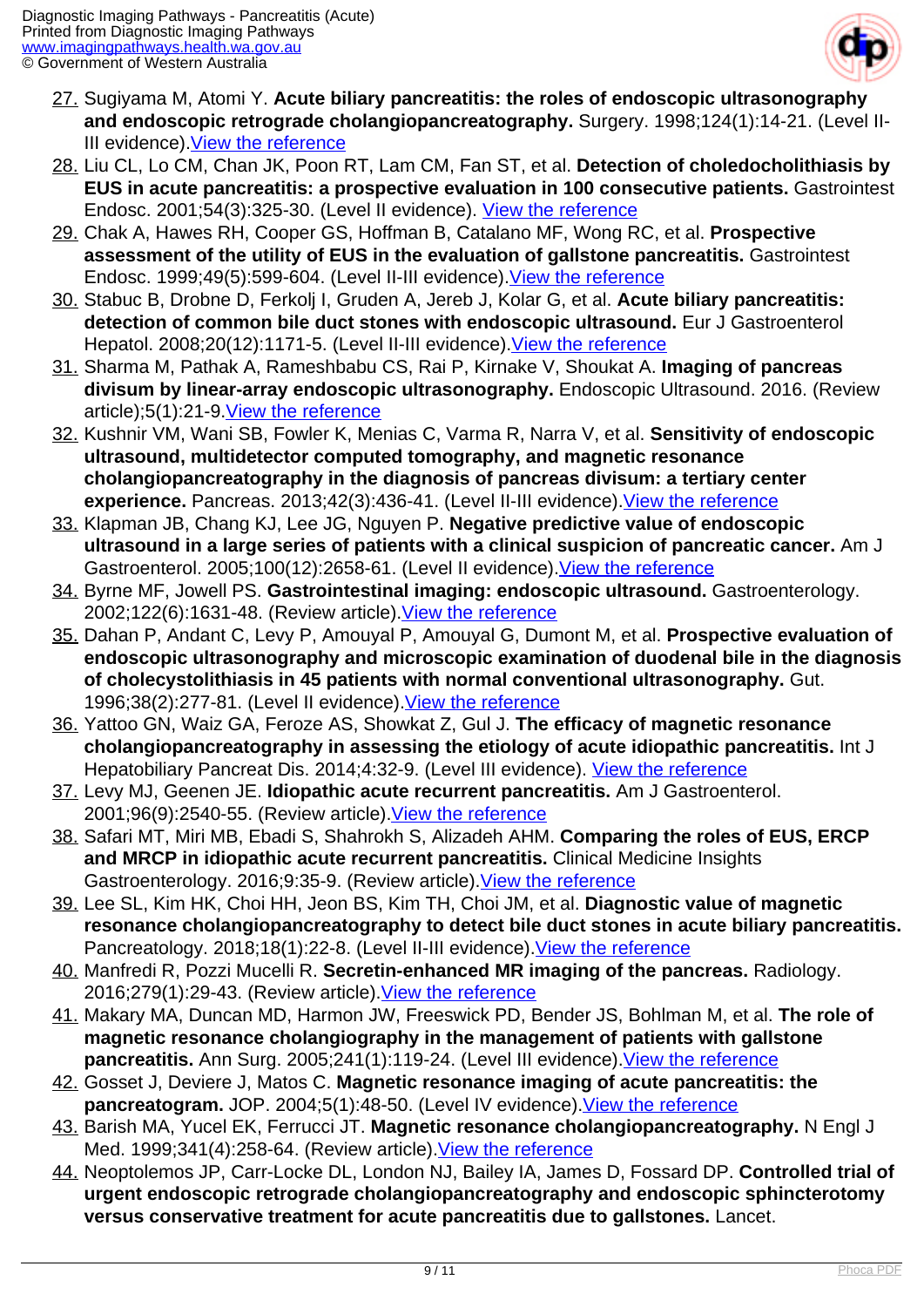27. Sugiyama M, Atomi Y. **Acute biliary pancreatitis: the roles of endoscopic ultrasonography and endoscopic retrograde cholangiopancreatography.** Surgery. 1998;124(1):14-21. (Level II-III evidence).View the reference
28. Liu CL, Lo CM, Chan JK, Poon RT, Lam CM, Fan ST, et al. **Detection of choledocholithiasis by EUS in acute pancreatitis: a prospective evaluation in 100 consecutive patients.** Gastrointest Endosc. 2001;54(3):325-30. (Level II evidence). View the reference
29. Chak A, Hawes RH, Cooper GS, Hoffman B, Catalano MF, Wong RC, et al. **Prospective assessment of the utility of EUS in the evaluation of gallstone pancreatitis.** Gastrointest Endosc. 1999;49(5):599-604. (Level II-III evidence).View the reference
30. Stabuc B, Drobne D, Ferkolj I, Gruden A, Jereb J, Kolar G, et al. **Acute biliary pancreatitis: detection of common bile duct stones with endoscopic ultrasound.** Eur J Gastroenterol Hepatol. 2008;20(12):1171-5. (Level II-III evidence).View the reference
31. Sharma M, Pathak A, Rameshbabu CS, Rai P, Kirnake V, Shoukat A. **Imaging of pancreas divisum by linear-array endoscopic ultrasonography.** Endoscopic Ultrasound. 2016. (Review article);5(1):21-9.View the reference
32. Kushnir VM, Wani SB, Fowler K, Menias C, Varma R, Narra V, et al. **Sensitivity of endoscopic ultrasound, multidetector computed tomography, and magnetic resonance cholangiopancreatography in the diagnosis of pancreas divisum: a tertiary center experience.** Pancreas. 2013;42(3):436-41. (Level II-III evidence).View the reference
33. Klapman JB, Chang KJ, Lee JG, Nguyen P. **Negative predictive value of endoscopic ultrasound in a large series of patients with a clinical suspicion of pancreatic cancer.** Am J Gastroenterol. 2005;100(12):2658-61. (Level II evidence).View the reference
34. Byrne MF, Jowell PS. **Gastrointestinal imaging: endoscopic ultrasound.** Gastroenterology. 2002;122(6):1631-48. (Review article).View the reference
35. Dahan P, Andant C, Levy P, Amouyal P, Amouyal G, Dumont M, et al. **Prospective evaluation of endoscopic ultrasonography and microscopic examination of duodenal bile in the diagnosis of cholecystolithiasis in 45 patients with normal conventional ultrasonography.** Gut. 1996;38(2):277-81. (Level II evidence).View the reference
36. Yattoo GN, Waiz GA, Feroze AS, Showkat Z, Gul J. **The efficacy of magnetic resonance cholangiopancreatography in assessing the etiology of acute idiopathic pancreatitis.** Int J Hepatobiliary Pancreat Dis. 2014;4:32-9. (Level III evidence). View the reference
37. Levy MJ, Geenen JE. **Idiopathic acute recurrent pancreatitis.** Am J Gastroenterol. 2001;96(9):2540-55. (Review article).View the reference
38. Safari MT, Miri MB, Ebadi S, Shahrokh S, Alizadeh AHM. **Comparing the roles of EUS, ERCP and MRCP in idiopathic acute recurrent pancreatitis.** Clinical Medicine Insights Gastroenterology. 2016;9:35-9. (Review article).View the reference
39. Lee SL, Kim HK, Choi HH, Jeon BS, Kim TH, Choi JM, et al. **Diagnostic value of magnetic resonance cholangiopancreatography to detect bile duct stones in acute biliary pancreatitis.** Pancreatology. 2018;18(1):22-8. (Level II-III evidence).View the reference
40. Manfredi R, Pozzi Mucelli R. **Secretin-enhanced MR imaging of the pancreas.** Radiology. 2016;279(1):29-43. (Review article).View the reference
41. Makary MA, Duncan MD, Harmon JW, Freeswick PD, Bender JS, Bohlman M, et al. **The role of magnetic resonance cholangiography in the management of patients with gallstone pancreatitis.** Ann Surg. 2005;241(1):119-24. (Level III evidence).View the reference
42. Gosset J, Deviere J, Matos C. **Magnetic resonance imaging of acute pancreatitis: the pancreatogram.** JOP. 2004;5(1):48-50. (Level IV evidence).View the reference
43. Barish MA, Yucel EK, Ferrucci JT. **Magnetic resonance cholangiopancreatography.** N Engl J Med. 1999;341(4):258-64. (Review article).View the reference
44. Neoptolemos JP, Carr-Locke DL, London NJ, Bailey IA, James D, Fossard DP. **Controlled trial of urgent endoscopic retrograde cholangiopancreatography and endoscopic sphincterotomy versus conservative treatment for acute pancreatitis due to gallstones.** Lancet.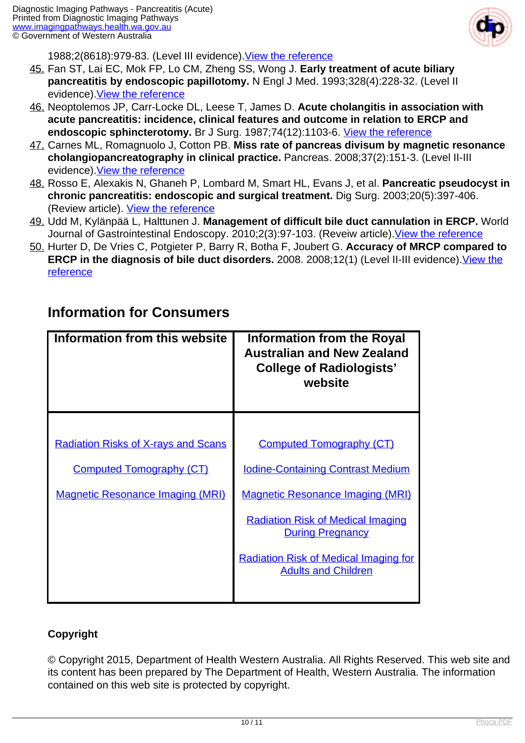1988;2(8618):979-83. (Level III evidence).View the reference

45. Fan ST, Lai EC, Mok FP, Lo CM, Zheng SS, Wong J. **Early treatment of acute biliary pancreatitis by endoscopic papillotomy.** N Engl J Med. 1993;328(4):228-32. (Level II evidence).View the reference
46. Neoptolemos JP, Carr-Locke DL, Leese T, James D. **Acute cholangitis in association with acute pancreatitis: incidence, clinical features and outcome in relation to ERCP and endoscopic sphincterotomy.** Br J Surg. 1987;74(12):1103-6. View the reference
47. Carnes ML, Romagnuolo J, Cotton PB. **Miss rate of pancreas divisum by magnetic resonance cholangiopancreatography in clinical practice.** Pancreas. 2008;37(2):151-3. (Level II-III evidence).View the reference
48. Rosso E, Alexakis N, Ghaneh P, Lombard M, Smart HL, Evans J, et al. **Pancreatic pseudocyst in chronic pancreatitis: endoscopic and surgical treatment.** Dig Surg. 2003;20(5):397-406. (Review article). View the reference
49. Udd M, Kylänpää L, Halttunen J. **Management of difficult bile duct cannulation in ERCP.** World Journal of Gastrointestinal Endoscopy. 2010;2(3):97-103. (Reveiw article).View the reference
50. Hurter D, De Vries C, Potgieter P, Barry R, Botha F, Joubert G. **Accuracy of MRCP compared to ERCP in the diagnosis of bile duct disorders.** 2008. 2008;12(1) (Level II-III evidence).View the reference

## Information for Consumers

| Information from this website | Information from the Royal Australian and New Zealand College of Radiologists' website |
|---|---|
| Radiation Risks of X-rays and Scans<br>Computed Tomography (CT)<br>Magnetic Resonance Imaging (MRI) | Computed Tomography (CT)<br>Iodine-Containing Contrast Medium<br>Magnetic Resonance Imaging (MRI)<br>Radiation Risk of Medical Imaging During Pregnancy<br>Radiation Risk of Medical Imaging for Adults and Children |

**Copyright**

© Copyright 2015, Department of Health Western Australia. All Rights Reserved. This web site and its content has been prepared by The Department of Health, Western Australia. The information contained on this web site is protected by copyright.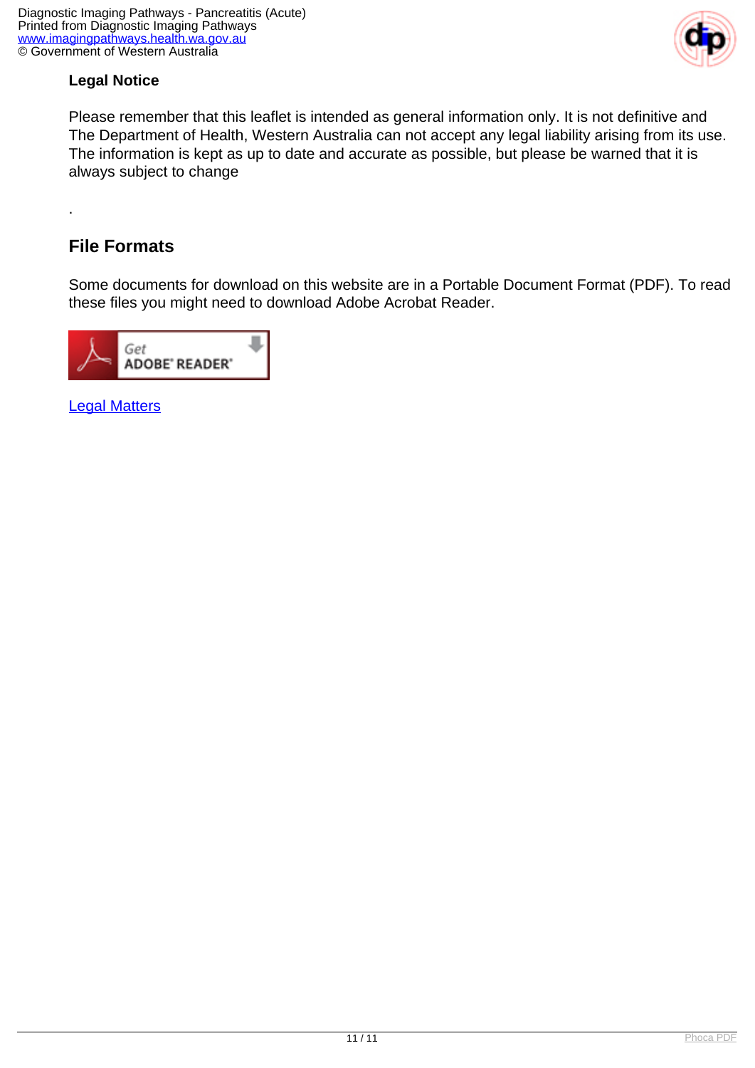**Legal Notice**

Please remember that this leaflet is intended as general information only. It is not definitive and The Department of Health, Western Australia can not accept any legal liability arising from its use. The information is kept as up to date and accurate as possible, but please be warned that it is always subject to change

.

## File Formats

Some documents for download on this website are in a Portable Document Format (PDF). To read these files you might need to download Adobe Acrobat Reader.

Get ADOBE® READER®

Legal Matters